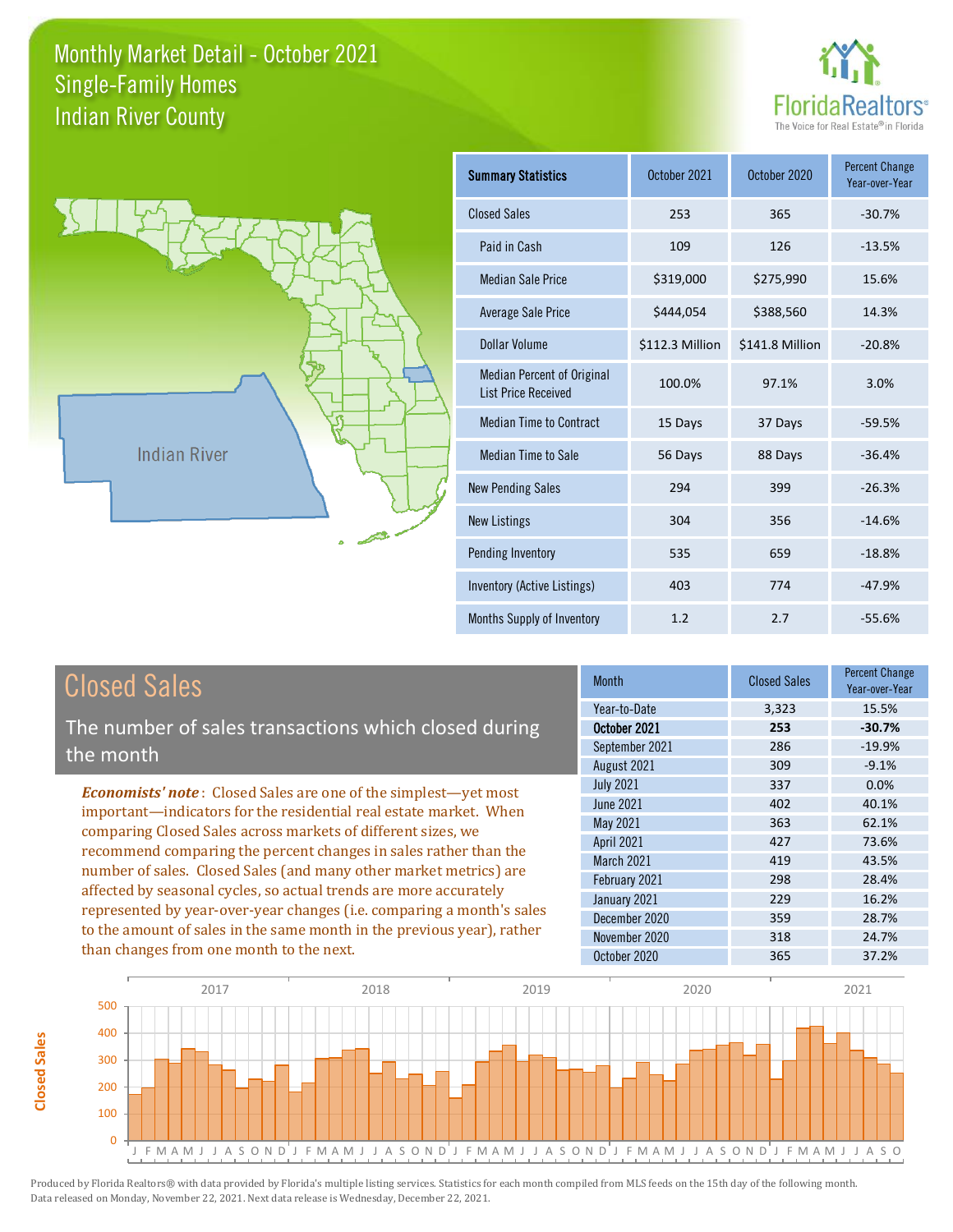# Monthly Market Detail - October 2021
## Single-Family Homes
## Indian River County

Florida Realtors® The Voice for Real Estate® in Florida

Indian River

| Summary Statistics | October 2021 | October 2020 | Percent Change Year-over-Year |
|---|---|---|---|
| Closed Sales | 253 | 365 | -30.7% |
| Paid in Cash | 109 | 126 | -13.5% |
| Median Sale Price | $319,000 | $275,990 | 15.6% |
| Average Sale Price | $444,054 | $388,560 | 14.3% |
| Dollar Volume | $112.3 Million | $141.8 Million | -20.8% |
| Median Percent of Original List Price Received | 100.0% | 97.1% | 3.0% |
| Median Time to Contract | 15 Days | 37 Days | -59.5% |
| Median Time to Sale | 56 Days | 88 Days | -36.4% |
| New Pending Sales | 294 | 399 | -26.3% |
| New Listings | 304 | 356 | -14.6% |
| Pending Inventory | 535 | 659 | -18.8% |
| Inventory (Active Listings) | 403 | 774 | -47.9% |
| Months Supply of Inventory | 1.2 | 2.7 | -55.6% |

## Closed Sales

The number of sales transactions which closed during the month

*Economists' note*: Closed Sales are one of the simplest—yet most important—indicators for the residential real estate market. When comparing Closed Sales across markets of different sizes, we recommend comparing the percent changes in sales rather than the number of sales. Closed Sales (and many other market metrics) are affected by seasonal cycles, so actual trends are more accurately represented by year-over-year changes (i.e. comparing a month's sales to the amount of sales in the same month in the previous year), rather than changes from one month to the next.

| Month | Closed Sales | Percent Change Year-over-Year |
|---|---|---|
| Year-to-Date | 3,323 | 15.5% |
| **October 2021** | **253** | **-30.7%** |
| September 2021 | 286 | -19.9% |
| August 2021 | 309 | -9.1% |
| July 2021 | 337 | 0.0% |
| June 2021 | 402 | 40.1% |
| May 2021 | 363 | 62.1% |
| April 2021 | 427 | 73.6% |
| March 2021 | 419 | 43.5% |
| February 2021 | 298 | 28.4% |
| January 2021 | 229 | 16.2% |
| December 2020 | 359 | 28.7% |
| November 2020 | 318 | 24.7% |
| October 2020 | 365 | 37.2% |

Produced by Florida Realtors® with data provided by Florida's multiple listing services. Statistics for each month compiled from MLS feeds on the 15th day of the following month. Data released on Monday, November 22, 2021. Next data release is Wednesday, December 22, 2021.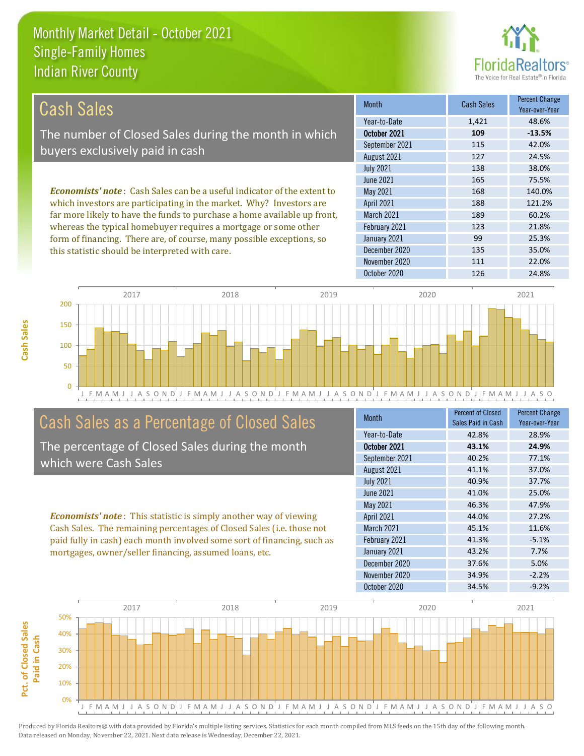# Monthly Market Detail - October 2021
## Single-Family Homes
## Indian River County

## Cash Sales

The number of Closed Sales during the month in which buyers exclusively paid in cash

***Economists' note***: Cash Sales can be a useful indicator of the extent to which investors are participating in the market. Why? Investors are far more likely to have the funds to purchase a home available up front, whereas the typical homebuyer requires a mortgage or some other form of financing. There are, of course, many possible exceptions, so this statistic should be interpreted with care.

| Month | Cash Sales | Percent Change Year-over-Year |
|---|---|---|
| Year-to-Date | 1,421 | 48.6% |
| **October 2021** | **109** | **-13.5%** |
| September 2021 | 115 | 42.0% |
| August 2021 | 127 | 24.5% |
| July 2021 | 138 | 38.0% |
| June 2021 | 165 | 75.5% |
| May 2021 | 168 | 140.0% |
| April 2021 | 188 | 121.2% |
| March 2021 | 189 | 60.2% |
| February 2021 | 123 | 21.8% |
| January 2021 | 99 | 25.3% |
| December 2020 | 135 | 35.0% |
| November 2020 | 111 | 22.0% |
| October 2020 | 126 | 24.8% |

## Cash Sales as a Percentage of Closed Sales

The percentage of Closed Sales during the month which were Cash Sales

***Economists' note***: This statistic is simply another way of viewing Cash Sales. The remaining percentages of Closed Sales (i.e. those not paid fully in cash) each month involved some sort of financing, such as mortgages, owner/seller financing, assumed loans, etc.

| Month | Percent of Closed Sales Paid in Cash | Percent Change Year-over-Year |
|---|---|---|
| Year-to-Date | 42.8% | 28.9% |
| **October 2021** | **43.1%** | **24.9%** |
| September 2021 | 40.2% | 77.1% |
| August 2021 | 41.1% | 37.0% |
| July 2021 | 40.9% | 37.7% |
| June 2021 | 41.0% | 25.0% |
| May 2021 | 46.3% | 47.9% |
| April 2021 | 44.0% | 27.2% |
| March 2021 | 45.1% | 11.6% |
| February 2021 | 41.3% | -5.1% |
| January 2021 | 43.2% | 7.7% |
| December 2020 | 37.6% | 5.0% |
| November 2020 | 34.9% | -2.2% |
| October 2020 | 34.5% | -9.2% |

Produced by Florida Realtors® with data provided by Florida's multiple listing services. Statistics for each month compiled from MLS feeds on the 15th day of the following month. Data released on Monday, November 22, 2021. Next data release is Wednesday, December 22, 2021.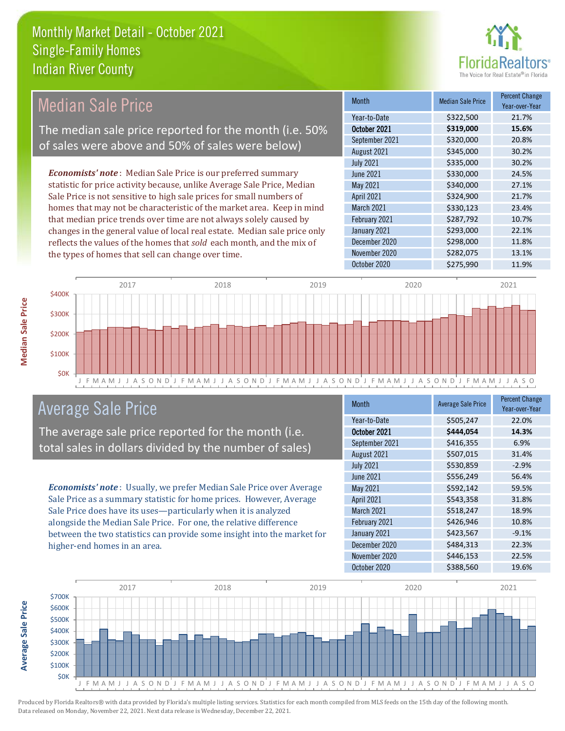# Monthly Market Detail - October 2021
## Single-Family Homes
## Indian River County

## Median Sale Price

The median sale price reported for the month (i.e. 50% of sales were above and 50% of sales were below)

*Economists' note*: Median Sale Price is our preferred summary statistic for price activity because, unlike Average Sale Price, Median Sale Price is not sensitive to high sale prices for small numbers of homes that may not be characteristic of the market area. Keep in mind that median price trends over time are not always solely caused by changes in the general value of local real estate. Median sale price only reflects the values of the homes that *sold* each month, and the mix of the types of homes that sell can change over time.

| Month | Median Sale Price | Percent Change Year-over-Year |
|---|---|---|
| Year-to-Date | $322,500 | 21.7% |
| **October 2021** | **$319,000** | **15.6%** |
| September 2021 | $320,000 | 20.8% |
| August 2021 | $345,000 | 30.2% |
| July 2021 | $335,000 | 30.2% |
| June 2021 | $330,000 | 24.5% |
| May 2021 | $340,000 | 27.1% |
| April 2021 | $324,900 | 21.7% |
| March 2021 | $330,123 | 23.4% |
| February 2021 | $287,792 | 10.7% |
| January 2021 | $293,000 | 22.1% |
| December 2020 | $298,000 | 11.8% |
| November 2020 | $282,075 | 13.1% |
| October 2020 | $275,990 | 11.9% |

## Average Sale Price

The average sale price reported for the month (i.e. total sales in dollars divided by the number of sales)

*Economists' note*: Usually, we prefer Median Sale Price over Average Sale Price as a summary statistic for home prices. However, Average Sale Price does have its uses—particularly when it is analyzed alongside the Median Sale Price. For one, the relative difference between the two statistics can provide some insight into the market for higher-end homes in an area.

| Month | Average Sale Price | Percent Change Year-over-Year |
|---|---|---|
| Year-to-Date | $505,247 | 22.0% |
| **October 2021** | **$444,054** | **14.3%** |
| September 2021 | $416,355 | 6.9% |
| August 2021 | $507,015 | 31.4% |
| July 2021 | $530,859 | -2.9% |
| June 2021 | $556,249 | 56.4% |
| May 2021 | $592,142 | 59.5% |
| April 2021 | $543,358 | 31.8% |
| March 2021 | $518,247 | 18.9% |
| February 2021 | $426,946 | 10.8% |
| January 2021 | $423,567 | -9.1% |
| December 2020 | $484,313 | 22.3% |
| November 2020 | $446,153 | 22.5% |
| October 2020 | $388,560 | 19.6% |

Produced by Florida Realtors® with data provided by Florida's multiple listing services. Statistics for each month compiled from MLS feeds on the 15th day of the following month. Data released on Monday, November 22, 2021. Next data release is Wednesday, December 22, 2021.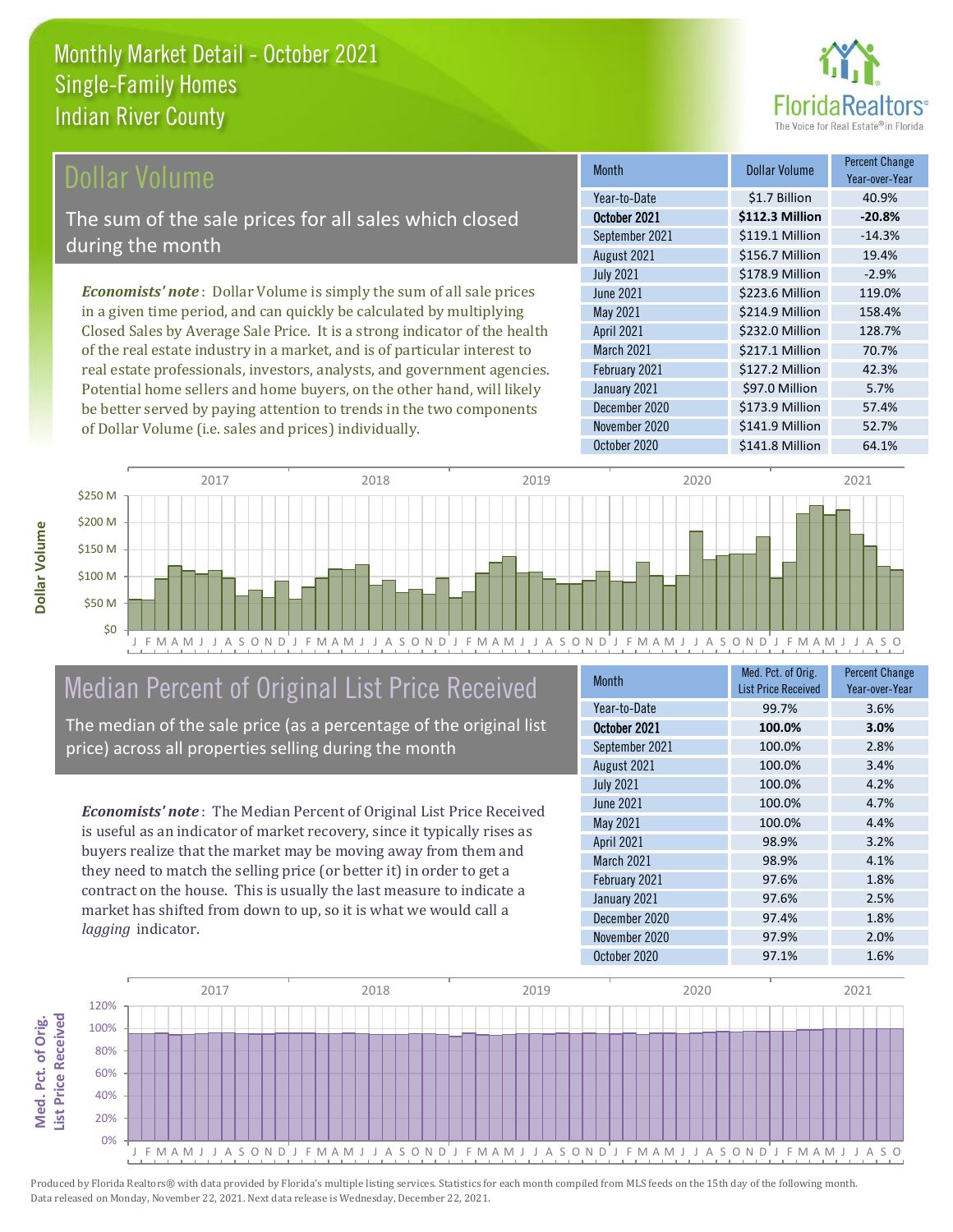# Monthly Market Detail - October 2021
## Single-Family Homes
## Indian River County

## Dollar Volume

The sum of the sale prices for all sales which closed during the month

***Economists' note***: Dollar Volume is simply the sum of all sale prices in a given time period, and can quickly be calculated by multiplying Closed Sales by Average Sale Price. It is a strong indicator of the health of the real estate industry in a market, and is of particular interest to real estate professionals, investors, analysts, and government agencies. Potential home sellers and home buyers, on the other hand, will likely be better served by paying attention to trends in the two components of Dollar Volume (i.e. sales and prices) individually.

| Month | Dollar Volume | Percent Change Year-over-Year |
|---|---|---|
| Year-to-Date | $1.7 Billion | 40.9% |
| **October 2021** | **$112.3 Million** | **-20.8%** |
| September 2021 | $119.1 Million | -14.3% |
| August 2021 | $156.7 Million | 19.4% |
| July 2021 | $178.9 Million | -2.9% |
| June 2021 | $223.6 Million | 119.0% |
| May 2021 | $214.9 Million | 158.4% |
| April 2021 | $232.0 Million | 128.7% |
| March 2021 | $217.1 Million | 70.7% |
| February 2021 | $127.2 Million | 42.3% |
| January 2021 | $97.0 Million | 5.7% |
| December 2020 | $173.9 Million | 57.4% |
| November 2020 | $141.9 Million | 52.7% |
| October 2020 | $141.8 Million | 64.1% |

## Median Percent of Original List Price Received

The median of the sale price (as a percentage of the original list price) across all properties selling during the month

***Economists' note***: The Median Percent of Original List Price Received is useful as an indicator of market recovery, since it typically rises as buyers realize that the market may be moving away from them and they need to match the selling price (or better it) in order to get a contract on the house. This is usually the last measure to indicate a market has shifted from down to up, so it is what we would call a *lagging* indicator.

| Month | Med. Pct. of Orig. List Price Received | Percent Change Year-over-Year |
|---|---|---|
| Year-to-Date | 99.7% | 3.6% |
| **October 2021** | **100.0%** | **3.0%** |
| September 2021 | 100.0% | 2.8% |
| August 2021 | 100.0% | 3.4% |
| July 2021 | 100.0% | 4.2% |
| June 2021 | 100.0% | 4.7% |
| May 2021 | 100.0% | 4.4% |
| April 2021 | 98.9% | 3.2% |
| March 2021 | 98.9% | 4.1% |
| February 2021 | 97.6% | 1.8% |
| January 2021 | 97.6% | 2.5% |
| December 2020 | 97.4% | 1.8% |
| November 2020 | 97.9% | 2.0% |
| October 2020 | 97.1% | 1.6% |

Produced by Florida Realtors® with data provided by Florida's multiple listing services. Statistics for each month compiled from MLS feeds on the 15th day of the following month. Data released on Monday, November 22, 2021. Next data release is Wednesday, December 22, 2021.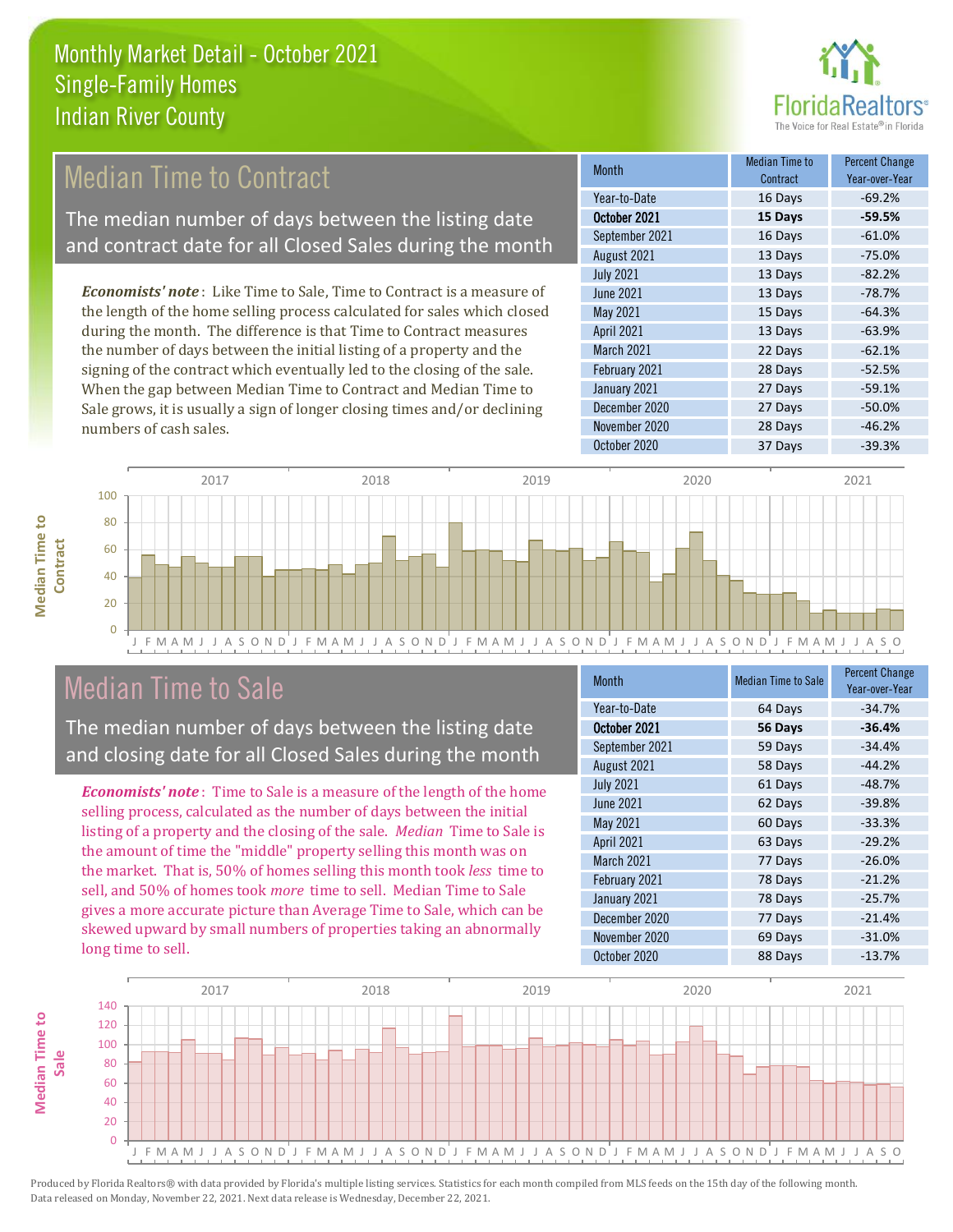# Monthly Market Detail - October 2021
## Single-Family Homes
## Indian River County

## Median Time to Contract

The median number of days between the listing date and contract date for all Closed Sales during the month

*Economists' note*: Like Time to Sale, Time to Contract is a measure of the length of the home selling process calculated for sales which closed during the month. The difference is that Time to Contract measures the number of days between the initial listing of a property and the signing of the contract which eventually led to the closing of the sale. When the gap between Median Time to Contract and Median Time to Sale grows, it is usually a sign of longer closing times and/or declining numbers of cash sales.

| Month | Median Time to Contract | Percent Change Year-over-Year |
|---|---|---|
| Year-to-Date | 16 Days | -69.2% |
| **October 2021** | **15 Days** | **-59.5%** |
| September 2021 | 16 Days | -61.0% |
| August 2021 | 13 Days | -75.0% |
| July 2021 | 13 Days | -82.2% |
| June 2021 | 13 Days | -78.7% |
| May 2021 | 15 Days | -64.3% |
| April 2021 | 13 Days | -63.9% |
| March 2021 | 22 Days | -62.1% |
| February 2021 | 28 Days | -52.5% |
| January 2021 | 27 Days | -59.1% |
| December 2020 | 27 Days | -50.0% |
| November 2020 | 28 Days | -46.2% |
| October 2020 | 37 Days | -39.3% |

## Median Time to Sale

The median number of days between the listing date and closing date for all Closed Sales during the month

*Economists' note*: Time to Sale is a measure of the length of the home selling process, calculated as the number of days between the initial listing of a property and the closing of the sale. *Median* Time to Sale is the amount of time the "middle" property selling this month was on the market. That is, 50% of homes selling this month took *less* time to sell, and 50% of homes took *more* time to sell. Median Time to Sale gives a more accurate picture than Average Time to Sale, which can be skewed upward by small numbers of properties taking an abnormally long time to sell.

| Month | Median Time to Sale | Percent Change Year-over-Year |
|---|---|---|
| Year-to-Date | 64 Days | -34.7% |
| **October 2021** | **56 Days** | **-36.4%** |
| September 2021 | 59 Days | -34.4% |
| August 2021 | 58 Days | -44.2% |
| July 2021 | 61 Days | -48.7% |
| June 2021 | 62 Days | -39.8% |
| May 2021 | 60 Days | -33.3% |
| April 2021 | 63 Days | -29.2% |
| March 2021 | 77 Days | -26.0% |
| February 2021 | 78 Days | -21.2% |
| January 2021 | 78 Days | -25.7% |
| December 2020 | 77 Days | -21.4% |
| November 2020 | 69 Days | -31.0% |
| October 2020 | 88 Days | -13.7% |

Produced by Florida Realtors® with data provided by Florida's multiple listing services. Statistics for each month compiled from MLS feeds on the 15th day of the following month. Data released on Monday, November 22, 2021. Next data release is Wednesday, December 22, 2021.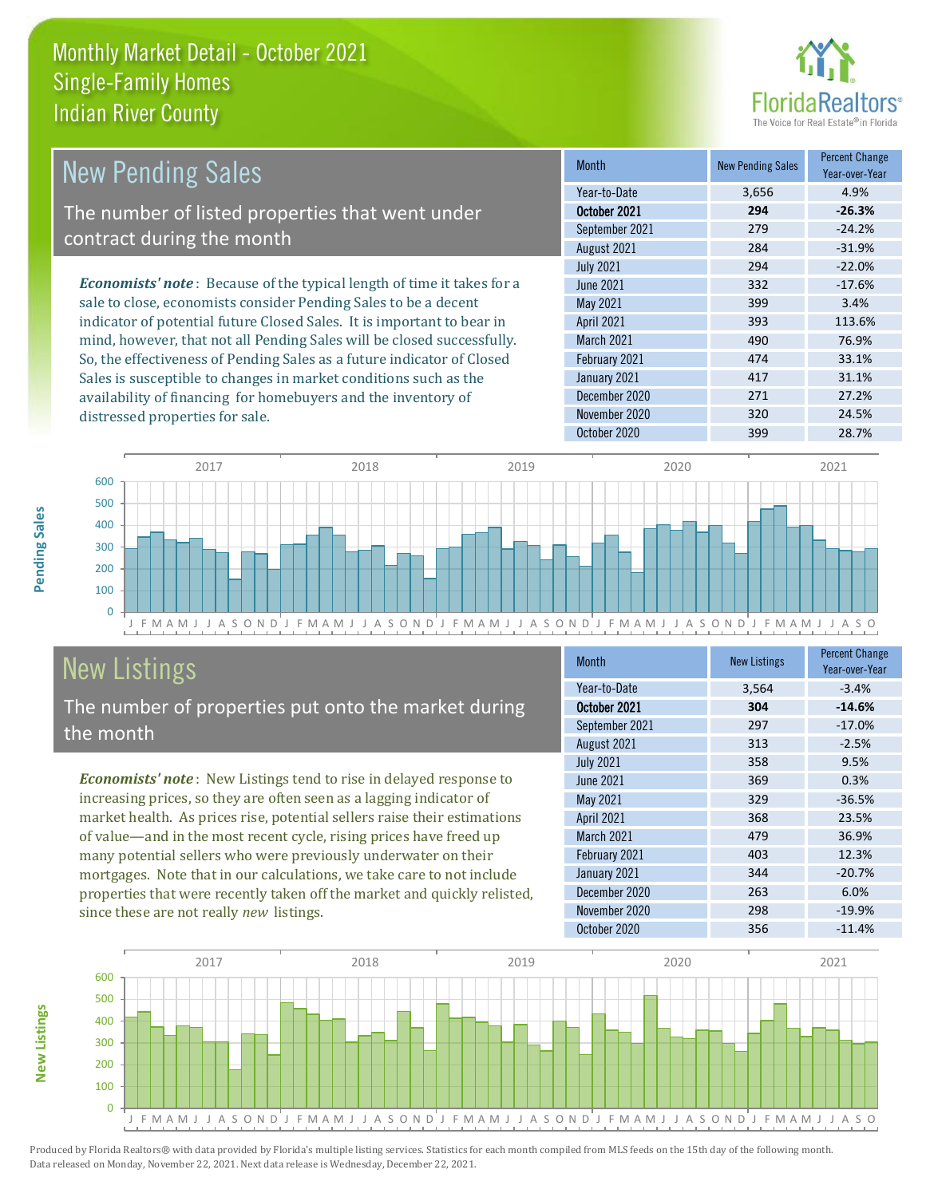# Monthly Market Detail - October 2021
## Single-Family Homes
## Indian River County

## New Pending Sales

The number of listed properties that went under contract during the month

***Economists' note***: Because of the typical length of time it takes for a sale to close, economists consider Pending Sales to be a decent indicator of potential future Closed Sales. It is important to bear in mind, however, that not all Pending Sales will be closed successfully. So, the effectiveness of Pending Sales as a future indicator of Closed Sales is susceptible to changes in market conditions such as the availability of financing for homebuyers and the inventory of distressed properties for sale.

| Month | New Pending Sales | Percent Change Year-over-Year |
|---|---|---|
| Year-to-Date | 3,656 | 4.9% |
| **October 2021** | **294** | **-26.3%** |
| September 2021 | 279 | -24.2% |
| August 2021 | 284 | -31.9% |
| July 2021 | 294 | -22.0% |
| June 2021 | 332 | -17.6% |
| May 2021 | 399 | 3.4% |
| April 2021 | 393 | 113.6% |
| March 2021 | 490 | 76.9% |
| February 2021 | 474 | 33.1% |
| January 2021 | 417 | 31.1% |
| December 2020 | 271 | 27.2% |
| November 2020 | 320 | 24.5% |
| October 2020 | 399 | 28.7% |

## New Listings

The number of properties put onto the market during the month

***Economists' note***: New Listings tend to rise in delayed response to increasing prices, so they are often seen as a lagging indicator of market health. As prices rise, potential sellers raise their estimations of value—and in the most recent cycle, rising prices have freed up many potential sellers who were previously underwater on their mortgages. Note that in our calculations, we take care to not include properties that were recently taken off the market and quickly relisted, since these are not really *new* listings.

| Month | New Listings | Percent Change Year-over-Year |
|---|---|---|
| Year-to-Date | 3,564 | -3.4% |
| **October 2021** | **304** | **-14.6%** |
| September 2021 | 297 | -17.0% |
| August 2021 | 313 | -2.5% |
| July 2021 | 358 | 9.5% |
| June 2021 | 369 | 0.3% |
| May 2021 | 329 | -36.5% |
| April 2021 | 368 | 23.5% |
| March 2021 | 479 | 36.9% |
| February 2021 | 403 | 12.3% |
| January 2021 | 344 | -20.7% |
| December 2020 | 263 | 6.0% |
| November 2020 | 298 | -19.9% |
| October 2020 | 356 | -11.4% |

Produced by Florida Realtors® with data provided by Florida's multiple listing services. Statistics for each month compiled from MLS feeds on the 15th day of the following month. Data released on Monday, November 22, 2021. Next data release is Wednesday, December 22, 2021.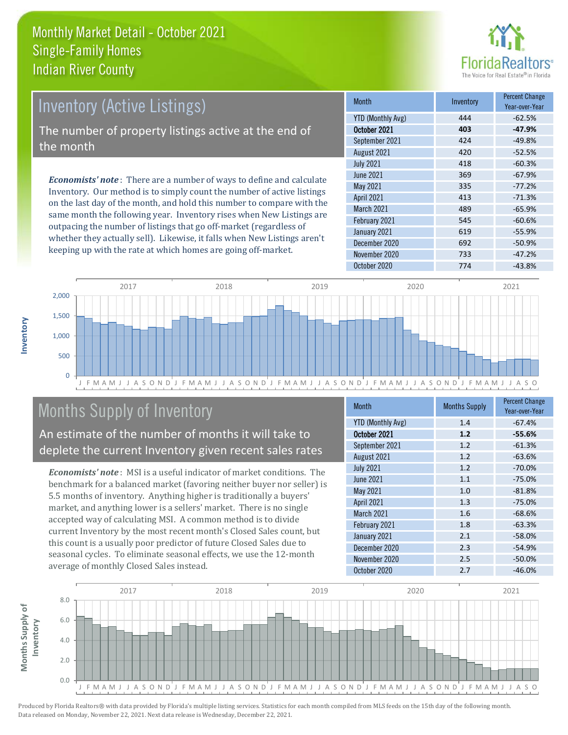# Monthly Market Detail - October 2021
## Single-Family Homes
## Indian River County

## Inventory (Active Listings)

The number of property listings active at the end of the month

***Economists' note***: There are a number of ways to define and calculate Inventory. Our method is to simply count the number of active listings on the last day of the month, and hold this number to compare with the same month the following year. Inventory rises when New Listings are outpacing the number of listings that go off-market (regardless of whether they actually sell). Likewise, it falls when New Listings aren't keeping up with the rate at which homes are going off-market.

| Month | Inventory | Percent Change Year-over-Year |
|---|---|---|
| YTD (Monthly Avg) | 444 | -62.5% |
| **October 2021** | **403** | **-47.9%** |
| September 2021 | 424 | -49.8% |
| August 2021 | 420 | -52.5% |
| July 2021 | 418 | -60.3% |
| June 2021 | 369 | -67.9% |
| May 2021 | 335 | -77.2% |
| April 2021 | 413 | -71.3% |
| March 2021 | 489 | -65.9% |
| February 2021 | 545 | -60.6% |
| January 2021 | 619 | -55.9% |
| December 2020 | 692 | -50.9% |
| November 2020 | 733 | -47.2% |
| October 2020 | 774 | -43.8% |

## Months Supply of Inventory

An estimate of the number of months it will take to deplete the current Inventory given recent sales rates

***Economists' note***: MSI is a useful indicator of market conditions. The benchmark for a balanced market (favoring neither buyer nor seller) is 5.5 months of inventory. Anything higher is traditionally a buyers' market, and anything lower is a sellers' market. There is no single accepted way of calculating MSI. A common method is to divide current Inventory by the most recent month's Closed Sales count, but this count is a usually poor predictor of future Closed Sales due to seasonal cycles. To eliminate seasonal effects, we use the 12-month average of monthly Closed Sales instead.

| Month | Months Supply | Percent Change Year-over-Year |
|---|---|---|
| YTD (Monthly Avg) | 1.4 | -67.4% |
| **October 2021** | **1.2** | **-55.6%** |
| September 2021 | 1.2 | -61.3% |
| August 2021 | 1.2 | -63.6% |
| July 2021 | 1.2 | -70.0% |
| June 2021 | 1.1 | -75.0% |
| May 2021 | 1.0 | -81.8% |
| April 2021 | 1.3 | -75.0% |
| March 2021 | 1.6 | -68.6% |
| February 2021 | 1.8 | -63.3% |
| January 2021 | 2.1 | -58.0% |
| December 2020 | 2.3 | -54.9% |
| November 2020 | 2.5 | -50.0% |
| October 2020 | 2.7 | -46.0% |

Produced by Florida Realtors® with data provided by Florida's multiple listing services. Statistics for each month compiled from MLS feeds on the 15th day of the following month. Data released on Monday, November 22, 2021. Next data release is Wednesday, December 22, 2021.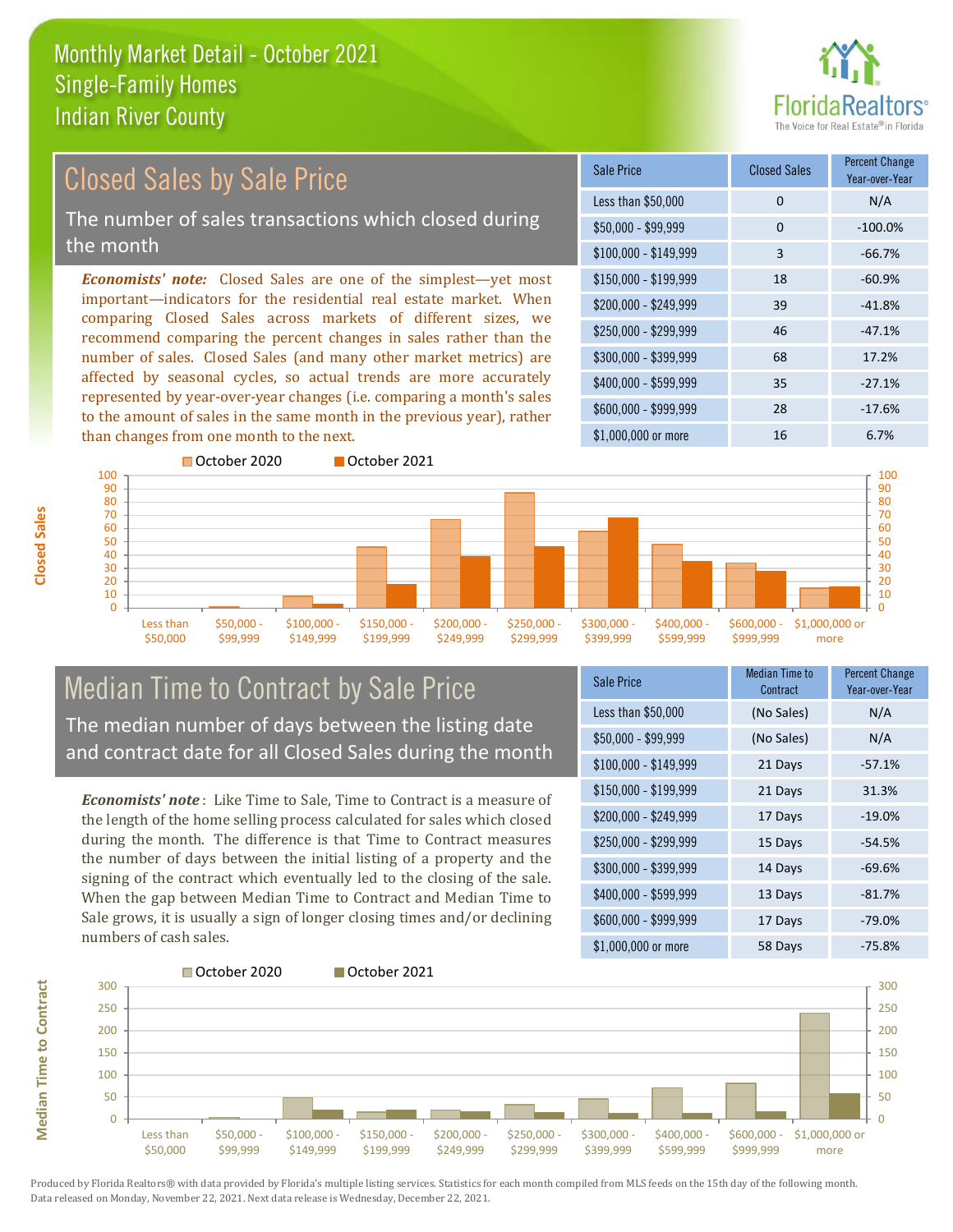# Monthly Market Detail - October 2021
## Single-Family Homes
## Indian River County

## Closed Sales by Sale Price

The number of sales transactions which closed during the month

*Economists' note:* Closed Sales are one of the simplest—yet most important—indicators for the residential real estate market. When comparing Closed Sales across markets of different sizes, we recommend comparing the percent changes in sales rather than the number of sales. Closed Sales (and many other market metrics) are affected by seasonal cycles, so actual trends are more accurately represented by year-over-year changes (i.e. comparing a month's sales to the amount of sales in the same month in the previous year), rather than changes from one month to the next.

| Sale Price | Closed Sales | Percent Change Year-over-Year |
|---|---|---|
| Less than $50,000 | 0 | N/A |
| $50,000 - $99,999 | 0 | -100.0% |
| $100,000 - $149,999 | 3 | -66.7% |
| $150,000 - $199,999 | 18 | -60.9% |
| $200,000 - $249,999 | 39 | -41.8% |
| $250,000 - $299,999 | 46 | -47.1% |
| $300,000 - $399,999 | 68 | 17.2% |
| $400,000 - $599,999 | 35 | -27.1% |
| $600,000 - $999,999 | 28 | -17.6% |
| $1,000,000 or more | 16 | 6.7% |

## Median Time to Contract by Sale Price

The median number of days between the listing date and contract date for all Closed Sales during the month

*Economists' note*: Like Time to Sale, Time to Contract is a measure of the length of the home selling process calculated for sales which closed during the month. The difference is that Time to Contract measures the number of days between the initial listing of a property and the signing of the contract which eventually led to the closing of the sale. When the gap between Median Time to Contract and Median Time to Sale grows, it is usually a sign of longer closing times and/or declining numbers of cash sales.

| Sale Price | Median Time to Contract | Percent Change Year-over-Year |
|---|---|---|
| Less than $50,000 | (No Sales) | N/A |
| $50,000 - $99,999 | (No Sales) | N/A |
| $100,000 - $149,999 | 21 Days | -57.1% |
| $150,000 - $199,999 | 21 Days | 31.3% |
| $200,000 - $249,999 | 17 Days | -19.0% |
| $250,000 - $299,999 | 15 Days | -54.5% |
| $300,000 - $399,999 | 14 Days | -69.6% |
| $400,000 - $599,999 | 13 Days | -81.7% |
| $600,000 - $999,999 | 17 Days | -79.0% |
| $1,000,000 or more | 58 Days | -75.8% |

Produced by Florida Realtors® with data provided by Florida's multiple listing services. Statistics for each month compiled from MLS feeds on the 15th day of the following month. Data released on Monday, November 22, 2021. Next data release is Wednesday, December 22, 2021.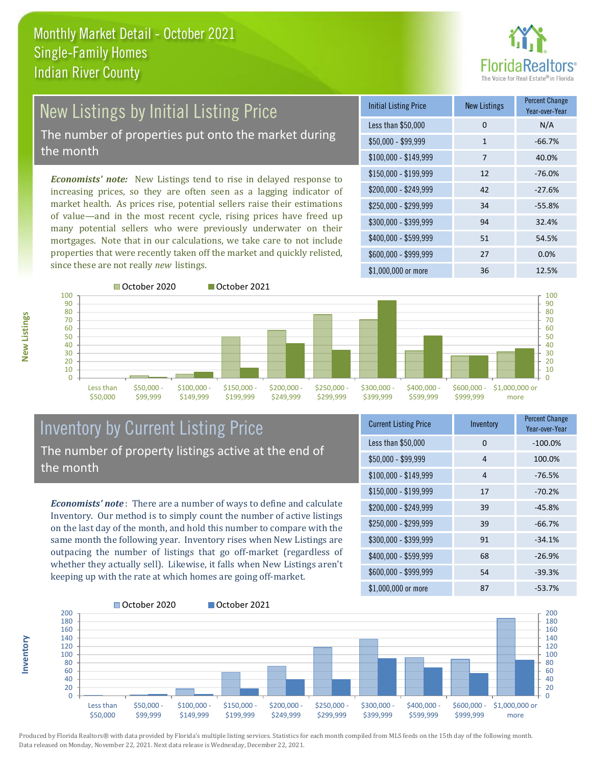Monthly Market Detail - October 2021
Single-Family Homes
Indian River County

## New Listings by Initial Listing Price

The number of properties put onto the market during the month

*Economists' note:* New Listings tend to rise in delayed response to increasing prices, so they are often seen as a lagging indicator of market health. As prices rise, potential sellers raise their estimations of value—and in the most recent cycle, rising prices have freed up many potential sellers who were previously underwater on their mortgages. Note that in our calculations, we take care to not include properties that were recently taken off the market and quickly relisted, since these are not really *new* listings.

| Initial Listing Price | New Listings | Percent Change Year-over-Year |
|---|---|---|
| Less than $50,000 | 0 | N/A |
| $50,000 - $99,999 | 1 | -66.7% |
| $100,000 - $149,999 | 7 | 40.0% |
| $150,000 - $199,999 | 12 | -76.0% |
| $200,000 - $249,999 | 42 | -27.6% |
| $250,000 - $299,999 | 34 | -55.8% |
| $300,000 - $399,999 | 94 | 32.4% |
| $400,000 - $599,999 | 51 | 54.5% |
| $600,000 - $999,999 | 27 | 0.0% |
| $1,000,000 or more | 36 | 12.5% |

## Inventory by Current Listing Price

The number of property listings active at the end of the month

*Economists' note*: There are a number of ways to define and calculate Inventory. Our method is to simply count the number of active listings on the last day of the month, and hold this number to compare with the same month the following year. Inventory rises when New Listings are outpacing the number of listings that go off-market (regardless of whether they actually sell). Likewise, it falls when New Listings aren't keeping up with the rate at which homes are going off-market.

| Current Listing Price | Inventory | Percent Change Year-over-Year |
|---|---|---|
| Less than $50,000 | 0 | -100.0% |
| $50,000 - $99,999 | 4 | 100.0% |
| $100,000 - $149,999 | 4 | -76.5% |
| $150,000 - $199,999 | 17 | -70.2% |
| $200,000 - $249,999 | 39 | -45.8% |
| $250,000 - $299,999 | 39 | -66.7% |
| $300,000 - $399,999 | 91 | -34.1% |
| $400,000 - $599,999 | 68 | -26.9% |
| $600,000 - $999,999 | 54 | -39.3% |
| $1,000,000 or more | 87 | -53.7% |

Produced by Florida Realtors® with data provided by Florida's multiple listing services. Statistics for each month compiled from MLS feeds on the 15th day of the following month. Data released on Monday, November 22, 2021. Next data release is Wednesday, December 22, 2021.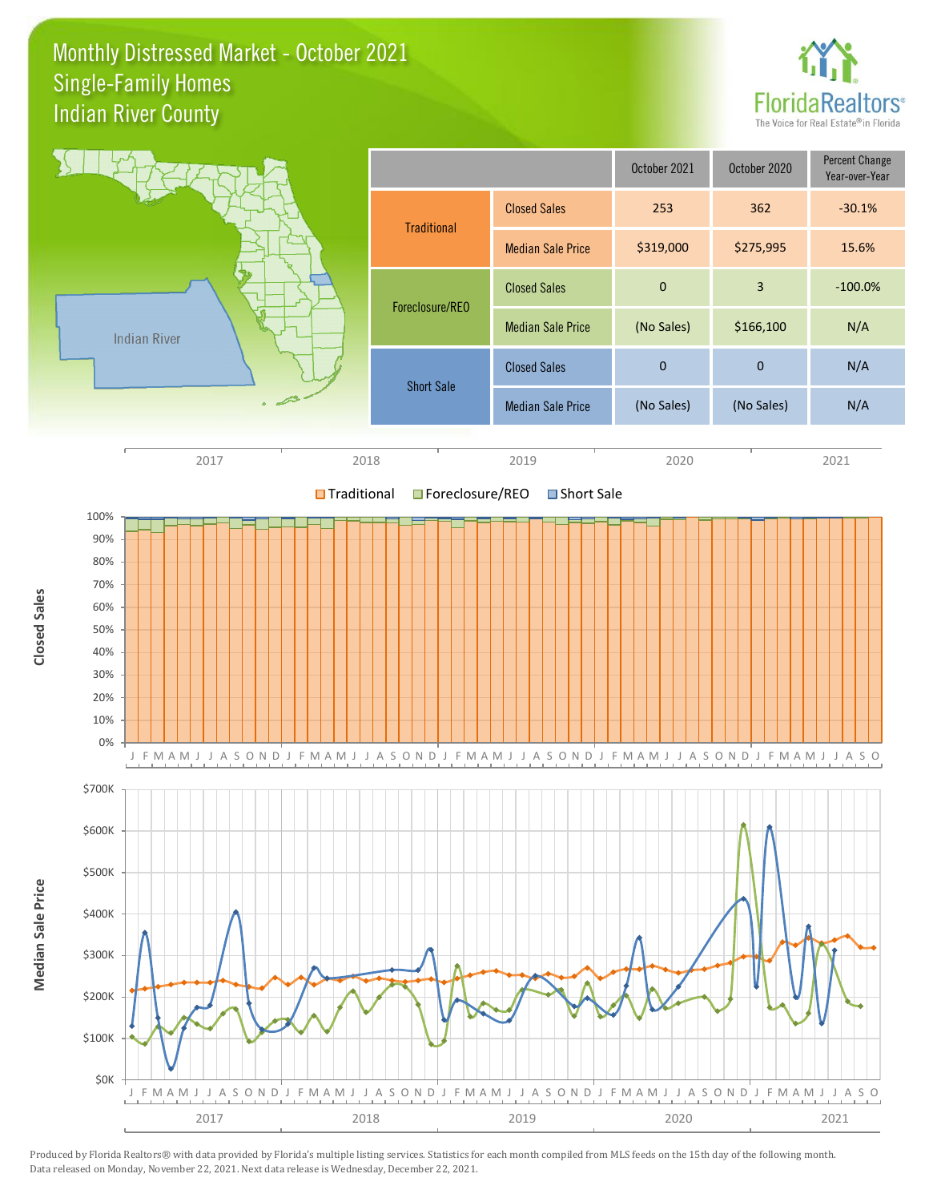# Monthly Distressed Market - October 2021
## Single-Family Homes
## Indian River County

FloridaRealtors®
The Voice for Real Estate® in Florida

Indian River

| | | October 2021 | October 2020 | Percent Change Year-over-Year |
|---|---|---|---|---|
| Traditional | Closed Sales | 253 | 362 | -30.1% |
| | Median Sale Price | $319,000 | $275,995 | 15.6% |
| Foreclosure/REO | Closed Sales | 0 | 3 | -100.0% |
| | Median Sale Price | (No Sales) | $166,100 | N/A |
| Short Sale | Closed Sales | 0 | 0 | N/A |
| | Median Sale Price | (No Sales) | (No Sales) | N/A |

2017 2018 2019 2020 2021

Traditional Foreclosure/REO Short Sale

Closed Sales

100% 90% 80% 70% 60% 50% 40% 30% 20% 10% 0%

J F M A M J J A S O N D J F M A M J J A S O N D J F M A M J J A S O N D J F M A M J J A S O N D J F M A M J J A S O

Median Sale Price

$700K $600K $500K $400K $300K $200K $100K $0K

J F M A M J J A S O N D J F M A M J J A S O N D J F M A M J J A S O N D J F M A M J J A S O N D J F M A M J J A S O

2017 2018 2019 2020 2021

Produced by Florida Realtors® with data provided by Florida's multiple listing services. Statistics for each month compiled from MLS feeds on the 15th day of the following month. Data released on Monday, November 22, 2021. Next data release is Wednesday, December 22, 2021.